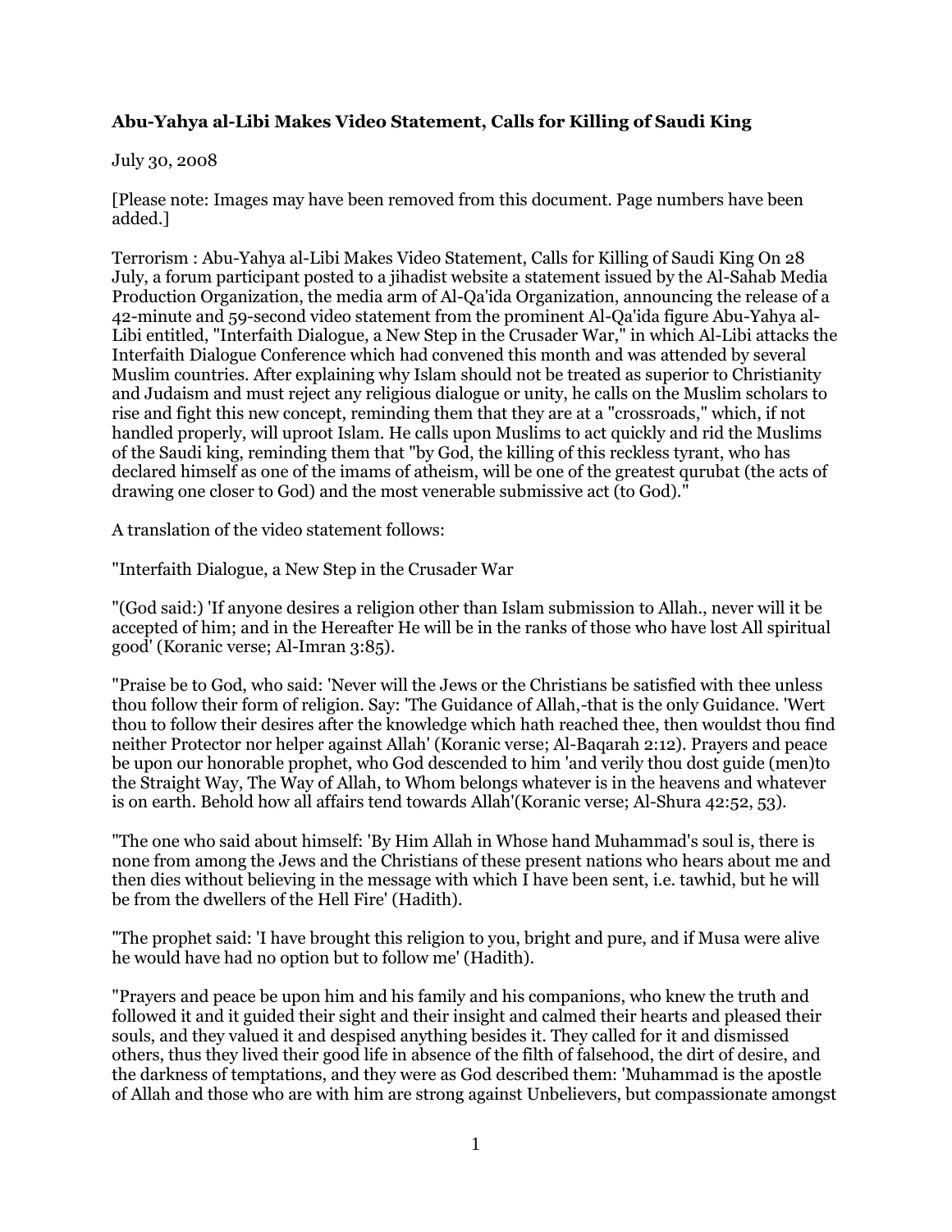# Abu-Yahya al-Libi Makes Video Statement, Calls for Killing of Saudi King

July 30, 2008

[Please note: Images may have been removed from this document. Page numbers have been added.]

Terrorism : Abu-Yahya al-Libi Makes Video Statement, Calls for Killing of Saudi King On 28 July, a forum participant posted to a jihadist website a statement issued by the Al-Sahab Media Production Organization, the media arm of Al-Qa'ida Organization, announcing the release of a 42-minute and 59-second video statement from the prominent Al-Qa'ida figure Abu-Yahya al-Libi entitled, "Interfaith Dialogue, a New Step in the Crusader War," in which Al-Libi attacks the Interfaith Dialogue Conference which had convened this month and was attended by several Muslim countries. After explaining why Islam should not be treated as superior to Christianity and Judaism and must reject any religious dialogue or unity, he calls on the Muslim scholars to rise and fight this new concept, reminding them that they are at a "crossroads," which, if not handled properly, will uproot Islam. He calls upon Muslims to act quickly and rid the Muslims of the Saudi king, reminding them that "by God, the killing of this reckless tyrant, who has declared himself as one of the imams of atheism, will be one of the greatest qurubat (the acts of drawing one closer to God) and the most venerable submissive act (to God)."

A translation of the video statement follows:

"Interfaith Dialogue, a New Step in the Crusader War

"(God said:) 'If anyone desires a religion other than Islam submission to Allah., never will it be accepted of him; and in the Hereafter He will be in the ranks of those who have lost All spiritual good' (Koranic verse; Al-Imran 3:85).

"Praise be to God, who said: 'Never will the Jews or the Christians be satisfied with thee unless thou follow their form of religion. Say: 'The Guidance of Allah,-that is the only Guidance. 'Wert thou to follow their desires after the knowledge which hath reached thee, then wouldst thou find neither Protector nor helper against Allah' (Koranic verse; Al-Baqarah 2:12). Prayers and peace be upon our honorable prophet, who God descended to him 'and verily thou dost guide (men)to the Straight Way, The Way of Allah, to Whom belongs whatever is in the heavens and whatever is on earth. Behold how all affairs tend towards Allah'(Koranic verse; Al-Shura 42:52, 53).

"The one who said about himself: 'By Him Allah in Whose hand Muhammad's soul is, there is none from among the Jews and the Christians of these present nations who hears about me and then dies without believing in the message with which I have been sent, i.e. tawhid, but he will be from the dwellers of the Hell Fire' (Hadith).

"The prophet said: 'I have brought this religion to you, bright and pure, and if Musa were alive he would have had no option but to follow me' (Hadith).

"Prayers and peace be upon him and his family and his companions, who knew the truth and followed it and it guided their sight and their insight and calmed their hearts and pleased their souls, and they valued it and despised anything besides it. They called for it and dismissed others, thus they lived their good life in absence of the filth of falsehood, the dirt of desire, and the darkness of temptations, and they were as God described them: 'Muhammad is the apostle of Allah and those who are with him are strong against Unbelievers, but compassionate amongst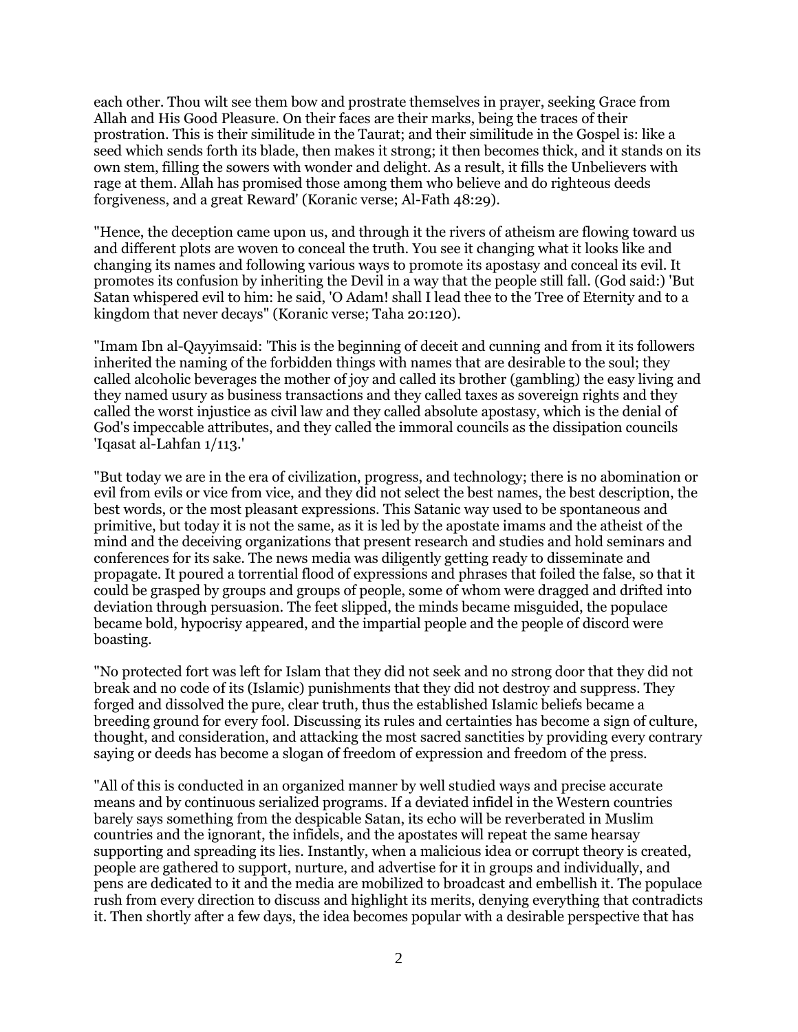each other. Thou wilt see them bow and prostrate themselves in prayer, seeking Grace from Allah and His Good Pleasure. On their faces are their marks, being the traces of their prostration. This is their similitude in the Taurat; and their similitude in the Gospel is: like a seed which sends forth its blade, then makes it strong; it then becomes thick, and it stands on its own stem, filling the sowers with wonder and delight. As a result, it fills the Unbelievers with rage at them. Allah has promised those among them who believe and do righteous deeds forgiveness, and a great Reward' (Koranic verse; Al-Fath 48:29).

"Hence, the deception came upon us, and through it the rivers of atheism are flowing toward us and different plots are woven to conceal the truth. You see it changing what it looks like and changing its names and following various ways to promote its apostasy and conceal its evil. It promotes its confusion by inheriting the Devil in a way that the people still fall. (God said:) 'But Satan whispered evil to him: he said, 'O Adam! shall I lead thee to the Tree of Eternity and to a kingdom that never decays" (Koranic verse; Taha 20:120).

"Imam Ibn al-Qayyimsaid: 'This is the beginning of deceit and cunning and from it its followers inherited the naming of the forbidden things with names that are desirable to the soul; they called alcoholic beverages the mother of joy and called its brother (gambling) the easy living and they named usury as business transactions and they called taxes as sovereign rights and they called the worst injustice as civil law and they called absolute apostasy, which is the denial of God's impeccable attributes, and they called the immoral councils as the dissipation councils 'Iqasat al-Lahfan 1/113.'

"But today we are in the era of civilization, progress, and technology; there is no abomination or evil from evils or vice from vice, and they did not select the best names, the best description, the best words, or the most pleasant expressions. This Satanic way used to be spontaneous and primitive, but today it is not the same, as it is led by the apostate imams and the atheist of the mind and the deceiving organizations that present research and studies and hold seminars and conferences for its sake. The news media was diligently getting ready to disseminate and propagate. It poured a torrential flood of expressions and phrases that foiled the false, so that it could be grasped by groups and groups of people, some of whom were dragged and drifted into deviation through persuasion. The feet slipped, the minds became misguided, the populace became bold, hypocrisy appeared, and the impartial people and the people of discord were boasting.

"No protected fort was left for Islam that they did not seek and no strong door that they did not break and no code of its (Islamic) punishments that they did not destroy and suppress. They forged and dissolved the pure, clear truth, thus the established Islamic beliefs became a breeding ground for every fool. Discussing its rules and certainties has become a sign of culture, thought, and consideration, and attacking the most sacred sanctities by providing every contrary saying or deeds has become a slogan of freedom of expression and freedom of the press.

"All of this is conducted in an organized manner by well studied ways and precise accurate means and by continuous serialized programs. If a deviated infidel in the Western countries barely says something from the despicable Satan, its echo will be reverberated in Muslim countries and the ignorant, the infidels, and the apostates will repeat the same hearsay supporting and spreading its lies. Instantly, when a malicious idea or corrupt theory is created, people are gathered to support, nurture, and advertise for it in groups and individually, and pens are dedicated to it and the media are mobilized to broadcast and embellish it. The populace rush from every direction to discuss and highlight its merits, denying everything that contradicts it. Then shortly after a few days, the idea becomes popular with a desirable perspective that has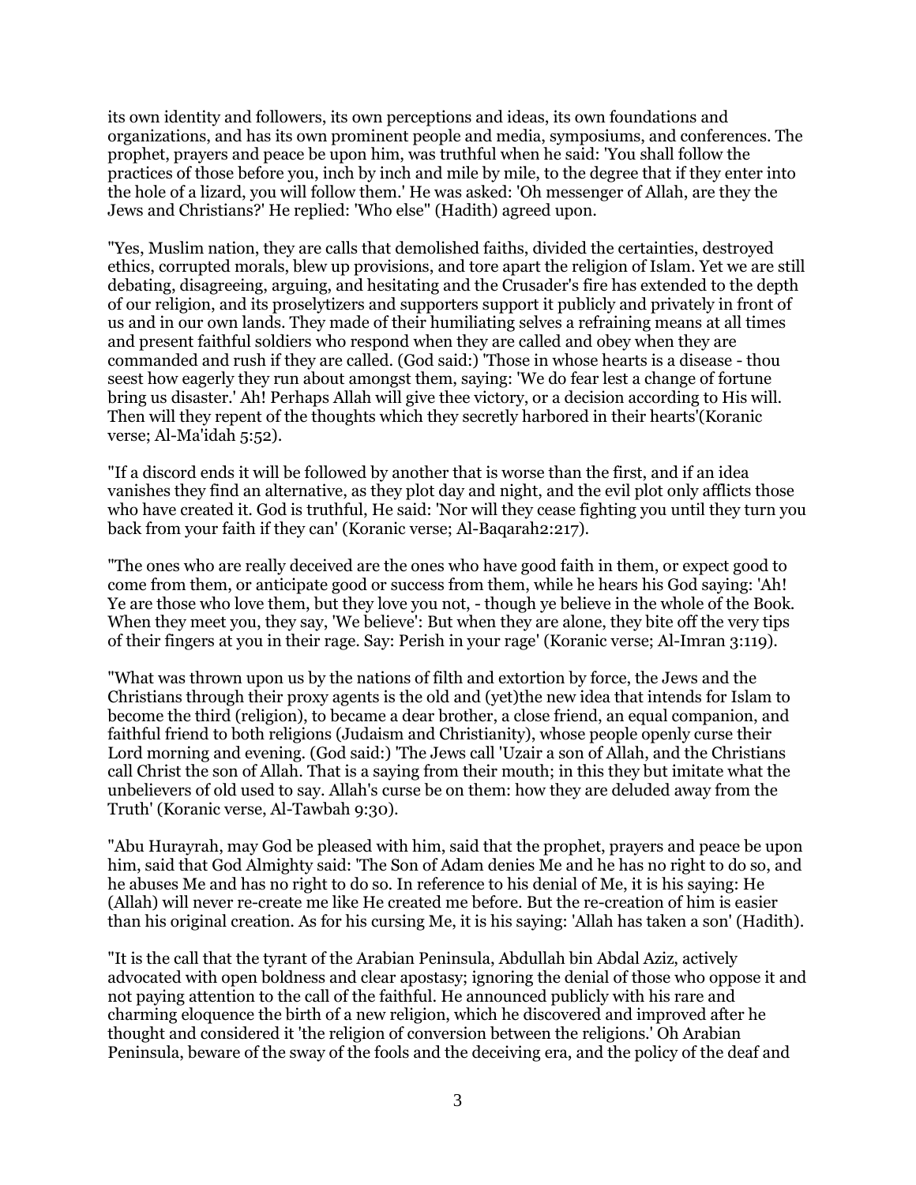its own identity and followers, its own perceptions and ideas, its own foundations and organizations, and has its own prominent people and media, symposiums, and conferences. The prophet, prayers and peace be upon him, was truthful when he said: 'You shall follow the practices of those before you, inch by inch and mile by mile, to the degree that if they enter into the hole of a lizard, you will follow them.' He was asked: 'Oh messenger of Allah, are they the Jews and Christians?' He replied: 'Who else'' (Hadith) agreed upon.

"Yes, Muslim nation, they are calls that demolished faiths, divided the certainties, destroyed ethics, corrupted morals, blew up provisions, and tore apart the religion of Islam. Yet we are still debating, disagreeing, arguing, and hesitating and the Crusader's fire has extended to the depth of our religion, and its proselytizers and supporters support it publicly and privately in front of us and in our own lands. They made of their humiliating selves a refraining means at all times and present faithful soldiers who respond when they are called and obey when they are commanded and rush if they are called. (God said:) 'Those in whose hearts is a disease - thou seest how eagerly they run about amongst them, saying: 'We do fear lest a change of fortune bring us disaster.' Ah! Perhaps Allah will give thee victory, or a decision according to His will. Then will they repent of the thoughts which they secretly harbored in their hearts'(Koranic verse; Al-Ma'idah 5:52).

"If a discord ends it will be followed by another that is worse than the first, and if an idea vanishes they find an alternative, as they plot day and night, and the evil plot only afflicts those who have created it. God is truthful, He said: 'Nor will they cease fighting you until they turn you back from your faith if they can' (Koranic verse; Al-Baqarah2:217).

"The ones who are really deceived are the ones who have good faith in them, or expect good to come from them, or anticipate good or success from them, while he hears his God saying: 'Ah! Ye are those who love them, but they love you not, - though ye believe in the whole of the Book. When they meet you, they say, 'We believe': But when they are alone, they bite off the very tips of their fingers at you in their rage. Say: Perish in your rage' (Koranic verse; Al-Imran 3:119).

"What was thrown upon us by the nations of filth and extortion by force, the Jews and the Christians through their proxy agents is the old and (yet)the new idea that intends for Islam to become the third (religion), to became a dear brother, a close friend, an equal companion, and faithful friend to both religions (Judaism and Christianity), whose people openly curse their Lord morning and evening. (God said:) 'The Jews call 'Uzair a son of Allah, and the Christians call Christ the son of Allah. That is a saying from their mouth; in this they but imitate what the unbelievers of old used to say. Allah's curse be on them: how they are deluded away from the Truth' (Koranic verse, Al-Tawbah 9:30).

"Abu Hurayrah, may God be pleased with him, said that the prophet, prayers and peace be upon him, said that God Almighty said: 'The Son of Adam denies Me and he has no right to do so, and he abuses Me and has no right to do so. In reference to his denial of Me, it is his saying: He (Allah) will never re-create me like He created me before. But the re-creation of him is easier than his original creation. As for his cursing Me, it is his saying: 'Allah has taken a son' (Hadith).

"It is the call that the tyrant of the Arabian Peninsula, Abdullah bin Abdal Aziz, actively advocated with open boldness and clear apostasy; ignoring the denial of those who oppose it and not paying attention to the call of the faithful. He announced publicly with his rare and charming eloquence the birth of a new religion, which he discovered and improved after he thought and considered it 'the religion of conversion between the religions.' Oh Arabian Peninsula, beware of the sway of the fools and the deceiving era, and the policy of the deaf and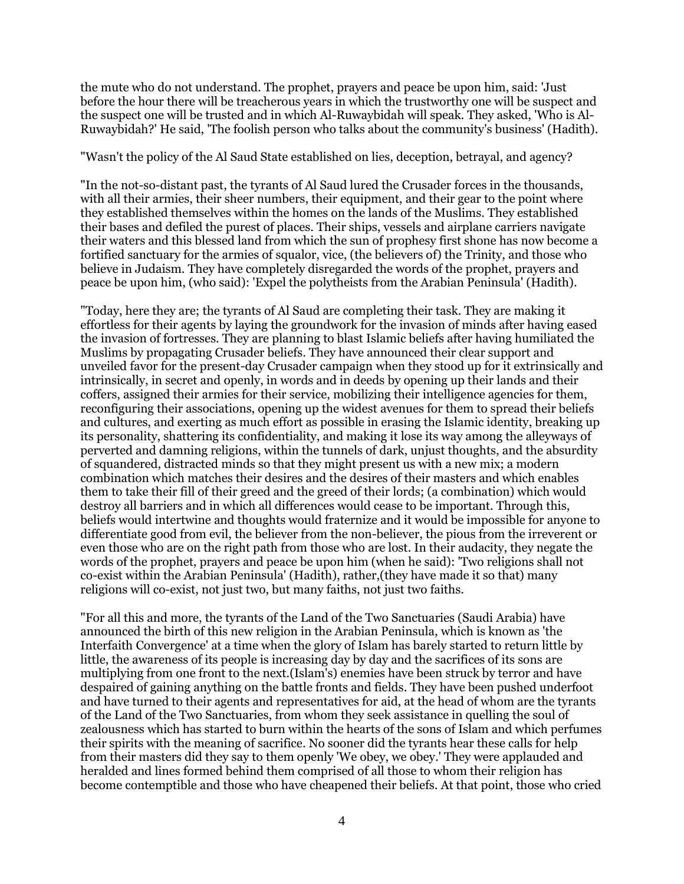the mute who do not understand. The prophet, prayers and peace be upon him, said: 'Just before the hour there will be treacherous years in which the trustworthy one will be suspect and the suspect one will be trusted and in which Al-Ruwaybidah will speak. They asked, 'Who is Al-Ruwaybidah?' He said, 'The foolish person who talks about the community's business' (Hadith).

"Wasn't the policy of the Al Saud State established on lies, deception, betrayal, and agency?

"In the not-so-distant past, the tyrants of Al Saud lured the Crusader forces in the thousands, with all their armies, their sheer numbers, their equipment, and their gear to the point where they established themselves within the homes on the lands of the Muslims. They established their bases and defiled the purest of places. Their ships, vessels and airplane carriers navigate their waters and this blessed land from which the sun of prophesy first shone has now become a fortified sanctuary for the armies of squalor, vice, (the believers of) the Trinity, and those who believe in Judaism. They have completely disregarded the words of the prophet, prayers and peace be upon him, (who said): 'Expel the polytheists from the Arabian Peninsula' (Hadith).

"Today, here they are; the tyrants of Al Saud are completing their task. They are making it effortless for their agents by laying the groundwork for the invasion of minds after having eased the invasion of fortresses. They are planning to blast Islamic beliefs after having humiliated the Muslims by propagating Crusader beliefs. They have announced their clear support and unveiled favor for the present-day Crusader campaign when they stood up for it extrinsically and intrinsically, in secret and openly, in words and in deeds by opening up their lands and their coffers, assigned their armies for their service, mobilizing their intelligence agencies for them, reconfiguring their associations, opening up the widest avenues for them to spread their beliefs and cultures, and exerting as much effort as possible in erasing the Islamic identity, breaking up its personality, shattering its confidentiality, and making it lose its way among the alleyways of perverted and damning religions, within the tunnels of dark, unjust thoughts, and the absurdity of squandered, distracted minds so that they might present us with a new mix; a modern combination which matches their desires and the desires of their masters and which enables them to take their fill of their greed and the greed of their lords; (a combination) which would destroy all barriers and in which all differences would cease to be important. Through this, beliefs would intertwine and thoughts would fraternize and it would be impossible for anyone to differentiate good from evil, the believer from the non-believer, the pious from the irreverent or even those who are on the right path from those who are lost. In their audacity, they negate the words of the prophet, prayers and peace be upon him (when he said): 'Two religions shall not co-exist within the Arabian Peninsula' (Hadith), rather,(they have made it so that) many religions will co-exist, not just two, but many faiths, not just two faiths.

"For all this and more, the tyrants of the Land of the Two Sanctuaries (Saudi Arabia) have announced the birth of this new religion in the Arabian Peninsula, which is known as 'the Interfaith Convergence' at a time when the glory of Islam has barely started to return little by little, the awareness of its people is increasing day by day and the sacrifices of its sons are multiplying from one front to the next.(Islam's) enemies have been struck by terror and have despaired of gaining anything on the battle fronts and fields. They have been pushed underfoot and have turned to their agents and representatives for aid, at the head of whom are the tyrants of the Land of the Two Sanctuaries, from whom they seek assistance in quelling the soul of zealousness which has started to burn within the hearts of the sons of Islam and which perfumes their spirits with the meaning of sacrifice. No sooner did the tyrants hear these calls for help from their masters did they say to them openly 'We obey, we obey.' They were applauded and heralded and lines formed behind them comprised of all those to whom their religion has become contemptible and those who have cheapened their beliefs. At that point, those who cried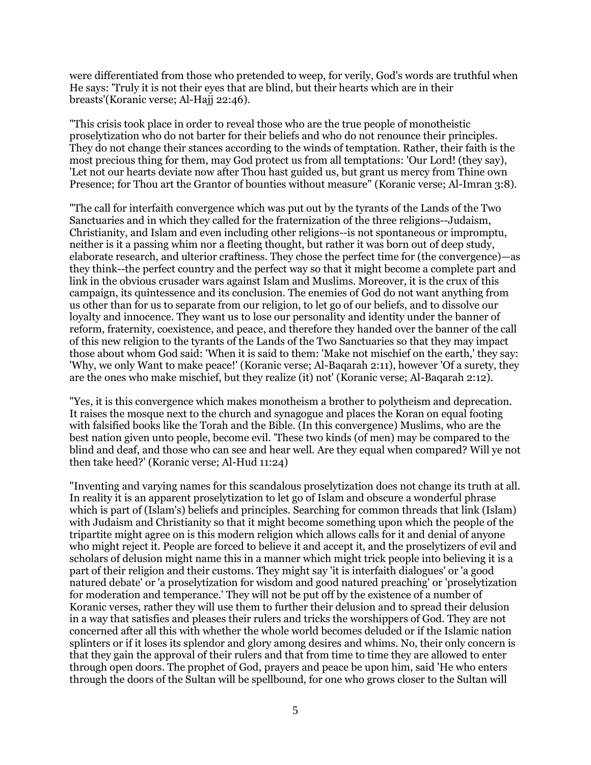were differentiated from those who pretended to weep, for verily, God's words are truthful when He says: 'Truly it is not their eyes that are blind, but their hearts which are in their breasts'(Koranic verse; Al-Hajj 22:46).

"This crisis took place in order to reveal those who are the true people of monotheistic proselytization who do not barter for their beliefs and who do not renounce their principles. They do not change their stances according to the winds of temptation. Rather, their faith is the most precious thing for them, may God protect us from all temptations: 'Our Lord! (they say), 'Let not our hearts deviate now after Thou hast guided us, but grant us mercy from Thine own Presence; for Thou art the Grantor of bounties without measure" (Koranic verse; Al-Imran 3:8).

"The call for interfaith convergence which was put out by the tyrants of the Lands of the Two Sanctuaries and in which they called for the fraternization of the three religions--Judaism, Christianity, and Islam and even including other religions--is not spontaneous or impromptu, neither is it a passing whim nor a fleeting thought, but rather it was born out of deep study, elaborate research, and ulterior craftiness. They chose the perfect time for (the convergence)—as they think--the perfect country and the perfect way so that it might become a complete part and link in the obvious crusader wars against Islam and Muslims. Moreover, it is the crux of this campaign, its quintessence and its conclusion. The enemies of God do not want anything from us other than for us to separate from our religion, to let go of our beliefs, and to dissolve our loyalty and innocence. They want us to lose our personality and identity under the banner of reform, fraternity, coexistence, and peace, and therefore they handed over the banner of the call of this new religion to the tyrants of the Lands of the Two Sanctuaries so that they may impact those about whom God said: 'When it is said to them: 'Make not mischief on the earth,' they say: 'Why, we only Want to make peace!' (Koranic verse; Al-Baqarah 2:11), however 'Of a surety, they are the ones who make mischief, but they realize (it) not' (Koranic verse; Al-Baqarah 2:12).

"Yes, it is this convergence which makes monotheism a brother to polytheism and deprecation. It raises the mosque next to the church and synagogue and places the Koran on equal footing with falsified books like the Torah and the Bible. (In this convergence) Muslims, who are the best nation given unto people, become evil. 'These two kinds (of men) may be compared to the blind and deaf, and those who can see and hear well. Are they equal when compared? Will ye not then take heed?' (Koranic verse; Al-Hud 11:24)

"Inventing and varying names for this scandalous proselytization does not change its truth at all. In reality it is an apparent proselytization to let go of Islam and obscure a wonderful phrase which is part of (Islam's) beliefs and principles. Searching for common threads that link (Islam) with Judaism and Christianity so that it might become something upon which the people of the tripartite might agree on is this modern religion which allows calls for it and denial of anyone who might reject it. People are forced to believe it and accept it, and the proselytizers of evil and scholars of delusion might name this in a manner which might trick people into believing it is a part of their religion and their customs. They might say 'it is interfaith dialogues' or 'a good natured debate' or 'a proselytization for wisdom and good natured preaching' or 'proselytization for moderation and temperance.' They will not be put off by the existence of a number of Koranic verses, rather they will use them to further their delusion and to spread their delusion in a way that satisfies and pleases their rulers and tricks the worshippers of God. They are not concerned after all this with whether the whole world becomes deluded or if the Islamic nation splinters or if it loses its splendor and glory among desires and whims. No, their only concern is that they gain the approval of their rulers and that from time to time they are allowed to enter through open doors. The prophet of God, prayers and peace be upon him, said 'He who enters through the doors of the Sultan will be spellbound, for one who grows closer to the Sultan will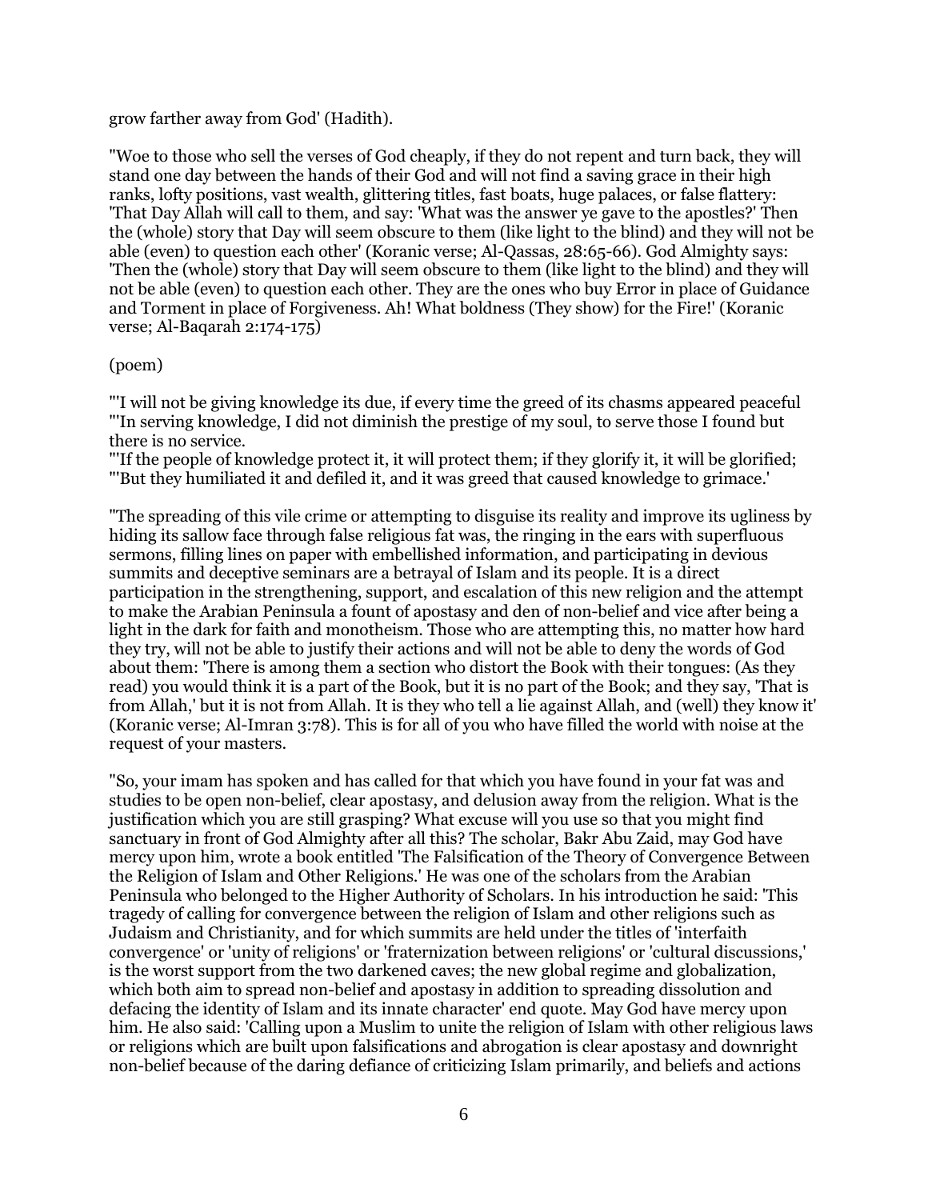grow farther away from God' (Hadith).

"Woe to those who sell the verses of God cheaply, if they do not repent and turn back, they will stand one day between the hands of their God and will not find a saving grace in their high ranks, lofty positions, vast wealth, glittering titles, fast boats, huge palaces, or false flattery: 'That Day Allah will call to them, and say: 'What was the answer ye gave to the apostles?' Then the (whole) story that Day will seem obscure to them (like light to the blind) and they will not be able (even) to question each other' (Koranic verse; Al-Qassas, 28:65-66). God Almighty says: 'Then the (whole) story that Day will seem obscure to them (like light to the blind) and they will not be able (even) to question each other. They are the ones who buy Error in place of Guidance and Torment in place of Forgiveness. Ah! What boldness (They show) for the Fire!' (Koranic verse; Al-Baqarah 2:174-175)

(poem)

"'I will not be giving knowledge its due, if every time the greed of its chasms appeared peaceful
"'In serving knowledge, I did not diminish the prestige of my soul, to serve those I found but there is no service.
"'If the people of knowledge protect it, it will protect them; if they glorify it, it will be glorified;
"'But they humiliated it and defiled it, and it was greed that caused knowledge to grimace.'

"The spreading of this vile crime or attempting to disguise its reality and improve its ugliness by hiding its sallow face through false religious fat was, the ringing in the ears with superfluous sermons, filling lines on paper with embellished information, and participating in devious summits and deceptive seminars are a betrayal of Islam and its people. It is a direct participation in the strengthening, support, and escalation of this new religion and the attempt to make the Arabian Peninsula a fount of apostasy and den of non-belief and vice after being a light in the dark for faith and monotheism. Those who are attempting this, no matter how hard they try, will not be able to justify their actions and will not be able to deny the words of God about them: 'There is among them a section who distort the Book with their tongues: (As they read) you would think it is a part of the Book, but it is no part of the Book; and they say, 'That is from Allah,' but it is not from Allah. It is they who tell a lie against Allah, and (well) they know it' (Koranic verse; Al-Imran 3:78). This is for all of you who have filled the world with noise at the request of your masters.

"So, your imam has spoken and has called for that which you have found in your fat was and studies to be open non-belief, clear apostasy, and delusion away from the religion. What is the justification which you are still grasping? What excuse will you use so that you might find sanctuary in front of God Almighty after all this? The scholar, Bakr Abu Zaid, may God have mercy upon him, wrote a book entitled 'The Falsification of the Theory of Convergence Between the Religion of Islam and Other Religions.' He was one of the scholars from the Arabian Peninsula who belonged to the Higher Authority of Scholars. In his introduction he said: 'This tragedy of calling for convergence between the religion of Islam and other religions such as Judaism and Christianity, and for which summits are held under the titles of 'interfaith convergence' or 'unity of religions' or 'fraternization between religions' or 'cultural discussions,' is the worst support from the two darkened caves; the new global regime and globalization, which both aim to spread non-belief and apostasy in addition to spreading dissolution and defacing the identity of Islam and its innate character' end quote. May God have mercy upon him. He also said: 'Calling upon a Muslim to unite the religion of Islam with other religious laws or religions which are built upon falsifications and abrogation is clear apostasy and downright non-belief because of the daring defiance of criticizing Islam primarily, and beliefs and actions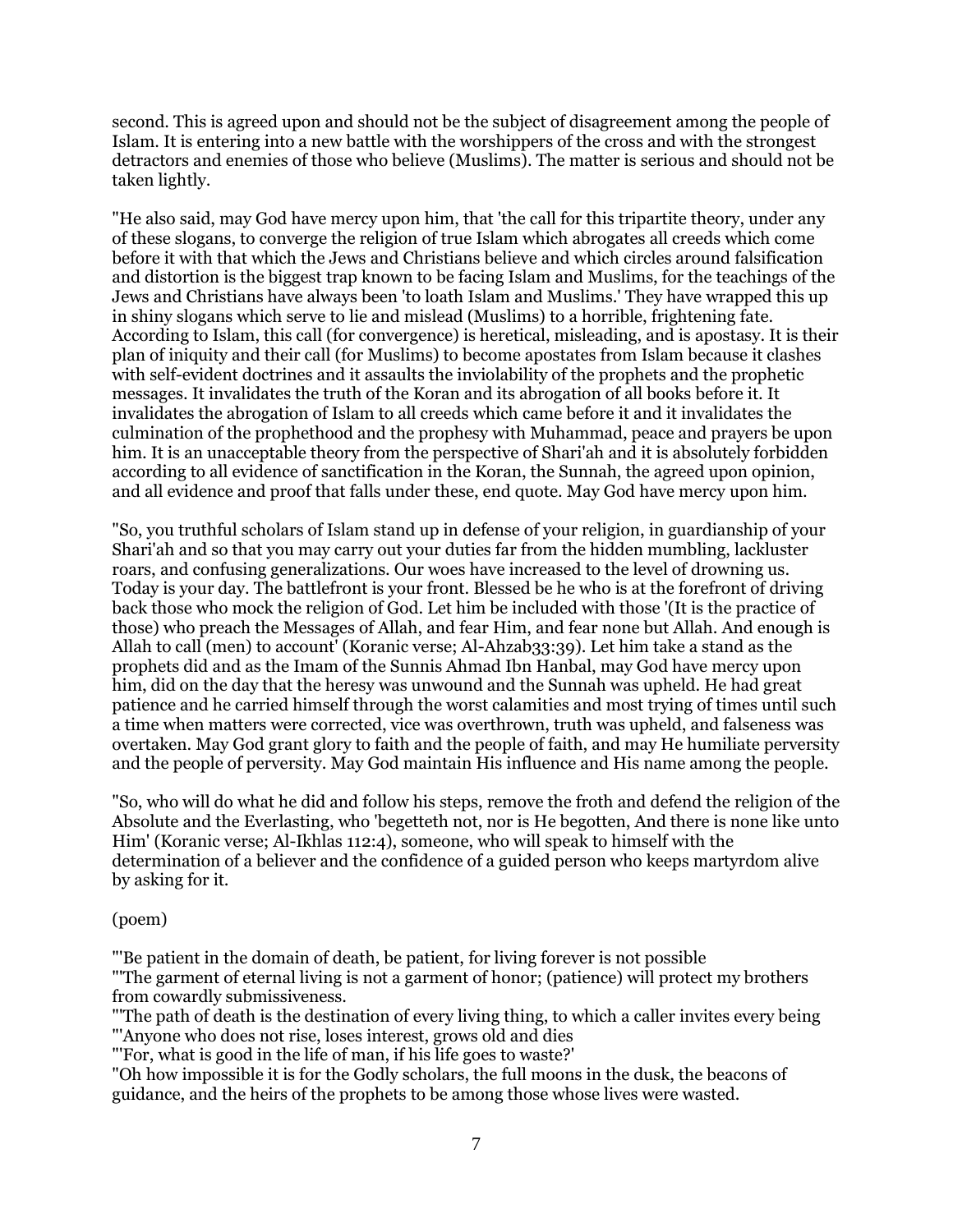second. This is agreed upon and should not be the subject of disagreement among the people of Islam. It is entering into a new battle with the worshippers of the cross and with the strongest detractors and enemies of those who believe (Muslims). The matter is serious and should not be taken lightly.

"He also said, may God have mercy upon him, that 'the call for this tripartite theory, under any of these slogans, to converge the religion of true Islam which abrogates all creeds which come before it with that which the Jews and Christians believe and which circles around falsification and distortion is the biggest trap known to be facing Islam and Muslims, for the teachings of the Jews and Christians have always been 'to loath Islam and Muslims.' They have wrapped this up in shiny slogans which serve to lie and mislead (Muslims) to a horrible, frightening fate. According to Islam, this call (for convergence) is heretical, misleading, and is apostasy. It is their plan of iniquity and their call (for Muslims) to become apostates from Islam because it clashes with self-evident doctrines and it assaults the inviolability of the prophets and the prophetic messages. It invalidates the truth of the Koran and its abrogation of all books before it. It invalidates the abrogation of Islam to all creeds which came before it and it invalidates the culmination of the prophethood and the prophesy with Muhammad, peace and prayers be upon him. It is an unacceptable theory from the perspective of Shari'ah and it is absolutely forbidden according to all evidence of sanctification in the Koran, the Sunnah, the agreed upon opinion, and all evidence and proof that falls under these, end quote. May God have mercy upon him.

"So, you truthful scholars of Islam stand up in defense of your religion, in guardianship of your Shari'ah and so that you may carry out your duties far from the hidden mumbling, lackluster roars, and confusing generalizations. Our woes have increased to the level of drowning us. Today is your day. The battlefront is your front. Blessed be he who is at the forefront of driving back those who mock the religion of God. Let him be included with those '(It is the practice of those) who preach the Messages of Allah, and fear Him, and fear none but Allah. And enough is Allah to call (men) to account' (Koranic verse; Al-Ahzab33:39). Let him take a stand as the prophets did and as the Imam of the Sunnis Ahmad Ibn Hanbal, may God have mercy upon him, did on the day that the heresy was unwound and the Sunnah was upheld. He had great patience and he carried himself through the worst calamities and most trying of times until such a time when matters were corrected, vice was overthrown, truth was upheld, and falseness was overtaken. May God grant glory to faith and the people of faith, and may He humiliate perversity and the people of perversity. May God maintain His influence and His name among the people.

"So, who will do what he did and follow his steps, remove the froth and defend the religion of the Absolute and the Everlasting, who 'begetteth not, nor is He begotten, And there is none like unto Him' (Koranic verse; Al-Ikhlas 112:4), someone, who will speak to himself with the determination of a believer and the confidence of a guided person who keeps martyrdom alive by asking for it.

(poem)

"'Be patient in the domain of death, be patient, for living forever is not possible
"'The garment of eternal living is not a garment of honor; (patience) will protect my brothers from cowardly submissiveness.
"'The path of death is the destination of every living thing, to which a caller invites every being
"'Anyone who does not rise, loses interest, grows old and dies
"'For, what is good in the life of man, if his life goes to waste?'
"Oh how impossible it is for the Godly scholars, the full moons in the dusk, the beacons of guidance, and the heirs of the prophets to be among those whose lives were wasted.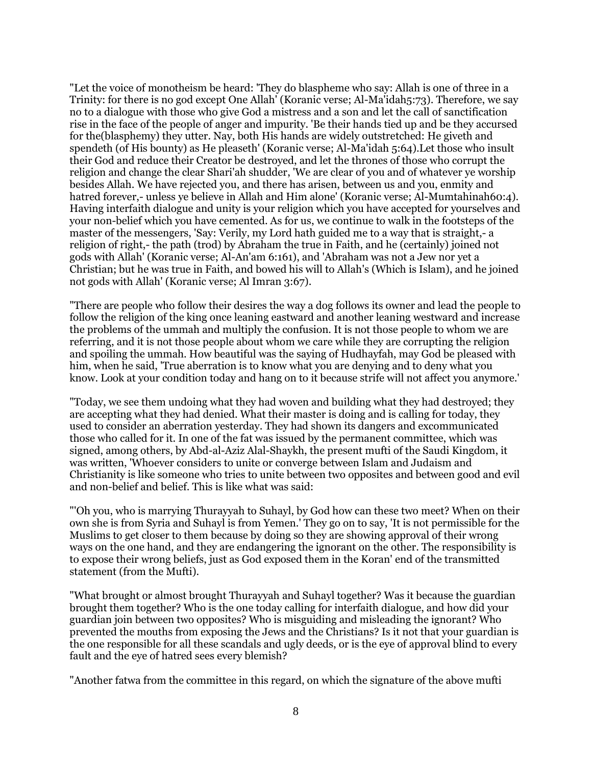"Let the voice of monotheism be heard: 'They do blaspheme who say: Allah is one of three in a Trinity: for there is no god except One Allah' (Koranic verse; Al-Ma'idah5:73). Therefore, we say no to a dialogue with those who give God a mistress and a son and let the call of sanctification rise in the face of the people of anger and impurity. 'Be their hands tied up and be they accursed for the(blasphemy) they utter. Nay, both His hands are widely outstretched: He giveth and spendeth (of His bounty) as He pleaseth' (Koranic verse; Al-Ma'idah 5:64).Let those who insult their God and reduce their Creator be destroyed, and let the thrones of those who corrupt the religion and change the clear Shari'ah shudder, 'We are clear of you and of whatever ye worship besides Allah. We have rejected you, and there has arisen, between us and you, enmity and hatred forever,- unless ye believe in Allah and Him alone' (Koranic verse; Al-Mumtahinah60:4). Having interfaith dialogue and unity is your religion which you have accepted for yourselves and your non-belief which you have cemented. As for us, we continue to walk in the footsteps of the master of the messengers, 'Say: Verily, my Lord hath guided me to a way that is straight,- a religion of right,- the path (trod) by Abraham the true in Faith, and he (certainly) joined not gods with Allah' (Koranic verse; Al-An'am 6:161), and 'Abraham was not a Jew nor yet a Christian; but he was true in Faith, and bowed his will to Allah's (Which is Islam), and he joined not gods with Allah' (Koranic verse; Al Imran 3:67).

"There are people who follow their desires the way a dog follows its owner and lead the people to follow the religion of the king once leaning eastward and another leaning westward and increase the problems of the ummah and multiply the confusion. It is not those people to whom we are referring, and it is not those people about whom we care while they are corrupting the religion and spoiling the ummah. How beautiful was the saying of Hudhayfah, may God be pleased with him, when he said, 'True aberration is to know what you are denying and to deny what you know. Look at your condition today and hang on to it because strife will not affect you anymore.'

"Today, we see them undoing what they had woven and building what they had destroyed; they are accepting what they had denied. What their master is doing and is calling for today, they used to consider an aberration yesterday. They had shown its dangers and excommunicated those who called for it. In one of the fat was issued by the permanent committee, which was signed, among others, by Abd-al-Aziz Alal-Shaykh, the present mufti of the Saudi Kingdom, it was written, 'Whoever considers to unite or converge between Islam and Judaism and Christianity is like someone who tries to unite between two opposites and between good and evil and non-belief and belief. This is like what was said:

"'Oh you, who is marrying Thurayyah to Suhayl, by God how can these two meet? When on their own she is from Syria and Suhayl is from Yemen.' They go on to say, 'It is not permissible for the Muslims to get closer to them because by doing so they are showing approval of their wrong ways on the one hand, and they are endangering the ignorant on the other. The responsibility is to expose their wrong beliefs, just as God exposed them in the Koran' end of the transmitted statement (from the Mufti).

"What brought or almost brought Thurayyah and Suhayl together? Was it because the guardian brought them together? Who is the one today calling for interfaith dialogue, and how did your guardian join between two opposites? Who is misguiding and misleading the ignorant? Who prevented the mouths from exposing the Jews and the Christians? Is it not that your guardian is the one responsible for all these scandals and ugly deeds, or is the eye of approval blind to every fault and the eye of hatred sees every blemish?

"Another fatwa from the committee in this regard, on which the signature of the above mufti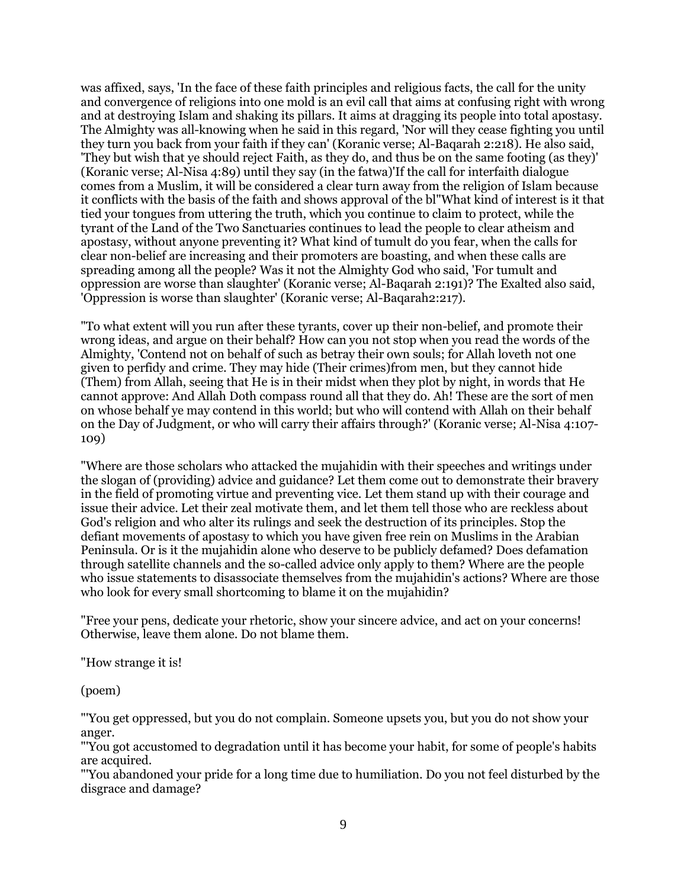was affixed, says, 'In the face of these faith principles and religious facts, the call for the unity and convergence of religions into one mold is an evil call that aims at confusing right with wrong and at destroying Islam and shaking its pillars. It aims at dragging its people into total apostasy. The Almighty was all-knowing when he said in this regard, 'Nor will they cease fighting you until they turn you back from your faith if they can' (Koranic verse; Al-Baqarah 2:218). He also said, 'They but wish that ye should reject Faith, as they do, and thus be on the same footing (as they)' (Koranic verse; Al-Nisa 4:89) until they say (in the fatwa)'If the call for interfaith dialogue comes from a Muslim, it will be considered a clear turn away from the religion of Islam because it conflicts with the basis of the faith and shows approval of the bl"What kind of interest is it that tied your tongues from uttering the truth, which you continue to claim to protect, while the tyrant of the Land of the Two Sanctuaries continues to lead the people to clear atheism and apostasy, without anyone preventing it? What kind of tumult do you fear, when the calls for clear non-belief are increasing and their promoters are boasting, and when these calls are spreading among all the people? Was it not the Almighty God who said, 'For tumult and oppression are worse than slaughter' (Koranic verse; Al-Baqarah 2:191)? The Exalted also said, 'Oppression is worse than slaughter' (Koranic verse; Al-Baqarah2:217).

"To what extent will you run after these tyrants, cover up their non-belief, and promote their wrong ideas, and argue on their behalf? How can you not stop when you read the words of the Almighty, 'Contend not on behalf of such as betray their own souls; for Allah loveth not one given to perfidy and crime. They may hide (Their crimes)from men, but they cannot hide (Them) from Allah, seeing that He is in their midst when they plot by night, in words that He cannot approve: And Allah Doth compass round all that they do. Ah! These are the sort of men on whose behalf ye may contend in this world; but who will contend with Allah on their behalf on the Day of Judgment, or who will carry their affairs through?' (Koranic verse; Al-Nisa 4:107-109)

"Where are those scholars who attacked the mujahidin with their speeches and writings under the slogan of (providing) advice and guidance? Let them come out to demonstrate their bravery in the field of promoting virtue and preventing vice. Let them stand up with their courage and issue their advice. Let their zeal motivate them, and let them tell those who are reckless about God's religion and who alter its rulings and seek the destruction of its principles. Stop the defiant movements of apostasy to which you have given free rein on Muslims in the Arabian Peninsula. Or is it the mujahidin alone who deserve to be publicly defamed? Does defamation through satellite channels and the so-called advice only apply to them? Where are the people who issue statements to disassociate themselves from the mujahidin's actions? Where are those who look for every small shortcoming to blame it on the mujahidin?

"Free your pens, dedicate your rhetoric, show your sincere advice, and act on your concerns! Otherwise, leave them alone. Do not blame them.

"How strange it is!

(poem)

"'You get oppressed, but you do not complain. Someone upsets you, but you do not show your anger.

"'You got accustomed to degradation until it has become your habit, for some of people's habits are acquired.

"'You abandoned your pride for a long time due to humiliation. Do you not feel disturbed by the disgrace and damage?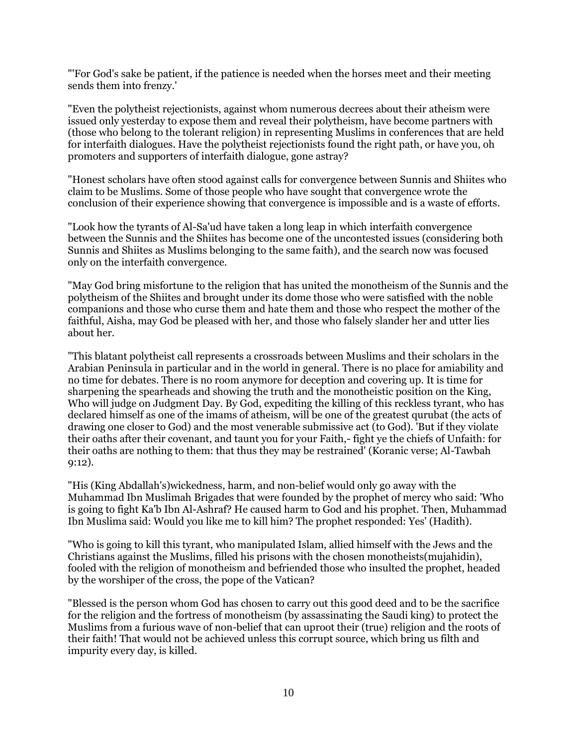"'For God's sake be patient, if the patience is needed when the horses meet and their meeting sends them into frenzy.'

"Even the polytheist rejectionists, against whom numerous decrees about their atheism were issued only yesterday to expose them and reveal their polytheism, have become partners with (those who belong to the tolerant religion) in representing Muslims in conferences that are held for interfaith dialogues. Have the polytheist rejectionists found the right path, or have you, oh promoters and supporters of interfaith dialogue, gone astray?

"Honest scholars have often stood against calls for convergence between Sunnis and Shiites who claim to be Muslims. Some of those people who have sought that convergence wrote the conclusion of their experience showing that convergence is impossible and is a waste of efforts.

"Look how the tyrants of Al-Sa'ud have taken a long leap in which interfaith convergence between the Sunnis and the Shiites has become one of the uncontested issues (considering both Sunnis and Shiites as Muslims belonging to the same faith), and the search now was focused only on the interfaith convergence.

"May God bring misfortune to the religion that has united the monotheism of the Sunnis and the polytheism of the Shiites and brought under its dome those who were satisfied with the noble companions and those who curse them and hate them and those who respect the mother of the faithful, Aisha, may God be pleased with her, and those who falsely slander her and utter lies about her.

"This blatant polytheist call represents a crossroads between Muslims and their scholars in the Arabian Peninsula in particular and in the world in general. There is no place for amiability and no time for debates. There is no room anymore for deception and covering up. It is time for sharpening the spearheads and showing the truth and the monotheistic position on the King, Who will judge on Judgment Day. By God, expediting the killing of this reckless tyrant, who has declared himself as one of the imams of atheism, will be one of the greatest qurubat (the acts of drawing one closer to God) and the most venerable submissive act (to God). 'But if they violate their oaths after their covenant, and taunt you for your Faith,- fight ye the chiefs of Unfaith: for their oaths are nothing to them: that thus they may be restrained' (Koranic verse; Al-Tawbah 9:12).

"His (King Abdallah's)wickedness, harm, and non-belief would only go away with the Muhammad Ibn Muslimah Brigades that were founded by the prophet of mercy who said: 'Who is going to fight Ka'b Ibn Al-Ashraf? He caused harm to God and his prophet. Then, Muhammad Ibn Muslima said: Would you like me to kill him? The prophet responded: Yes' (Hadith).

"Who is going to kill this tyrant, who manipulated Islam, allied himself with the Jews and the Christians against the Muslims, filled his prisons with the chosen monotheists(mujahidin), fooled with the religion of monotheism and befriended those who insulted the prophet, headed by the worshiper of the cross, the pope of the Vatican?

"Blessed is the person whom God has chosen to carry out this good deed and to be the sacrifice for the religion and the fortress of monotheism (by assassinating the Saudi king) to protect the Muslims from a furious wave of non-belief that can uproot their (true) religion and the roots of their faith! That would not be achieved unless this corrupt source, which bring us filth and impurity every day, is killed.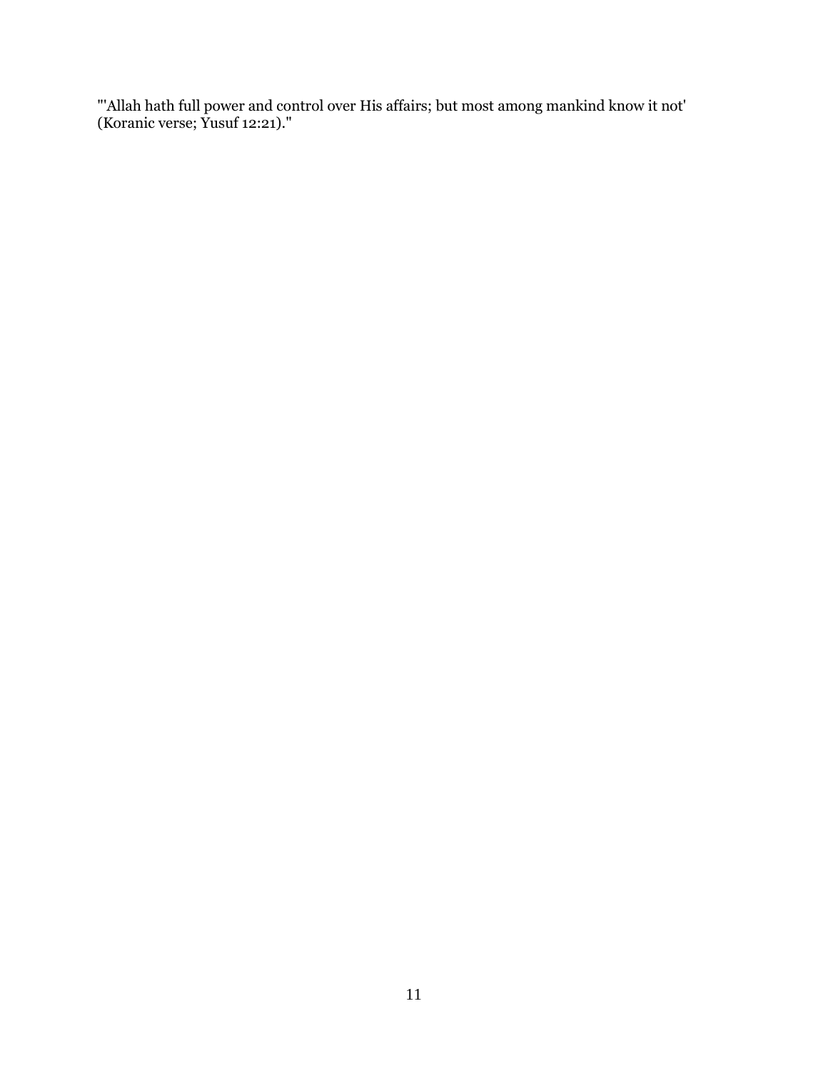"'Allah hath full power and control over His affairs; but most among mankind know it not' (Koranic verse; Yusuf 12:21)."